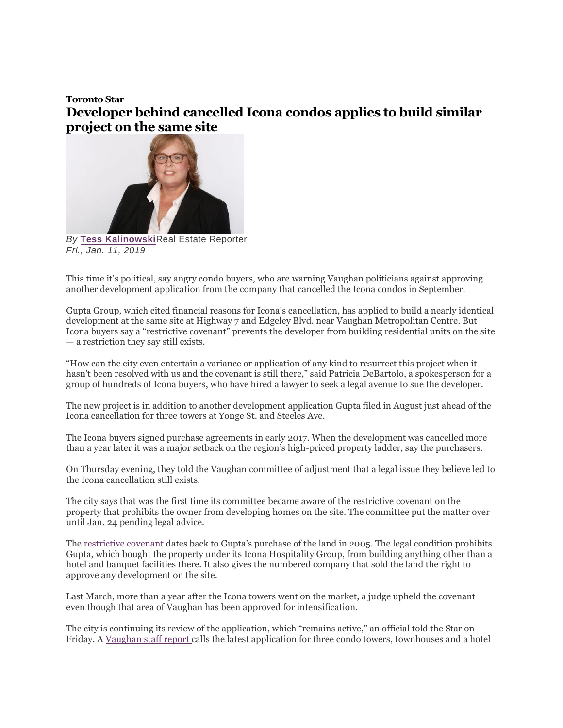**Toronto Star**

# Developer behind cancelled Icona condos applies to build similar project on the same site

*By* **Tess Kalinowski** Real Estate Reporter
*Fri., Jan. 11, 2019*

This time it's political, say angry condo buyers, who are warning Vaughan politicians against approving another development application from the company that cancelled the Icona condos in September.

Gupta Group, which cited financial reasons for Icona's cancellation, has applied to build a nearly identical development at the same site at Highway 7 and Edgeley Blvd. near Vaughan Metropolitan Centre. But Icona buyers say a "restrictive covenant" prevents the developer from building residential units on the site — a restriction they say still exists.

"How can the city even entertain a variance or application of any kind to resurrect this project when it hasn't been resolved with us and the covenant is still there," said Patricia DeBartolo, a spokesperson for a group of hundreds of Icona buyers, who have hired a lawyer to seek a legal avenue to sue the developer.

The new project is in addition to another development application Gupta filed in August just ahead of the Icona cancellation for three towers at Yonge St. and Steeles Ave.

The Icona buyers signed purchase agreements in early 2017. When the development was cancelled more than a year later it was a major setback on the region's high-priced property ladder, say the purchasers.

On Thursday evening, they told the Vaughan committee of adjustment that a legal issue they believe led to the Icona cancellation still exists.

The city says that was the first time its committee became aware of the restrictive covenant on the property that prohibits the owner from developing homes on the site. The committee put the matter over until Jan. 24 pending legal advice.

The restrictive covenant dates back to Gupta's purchase of the land in 2005. The legal condition prohibits Gupta, which bought the property under its Icona Hospitality Group, from building anything other than a hotel and banquet facilities there. It also gives the numbered company that sold the land the right to approve any development on the site.

Last March, more than a year after the Icona towers went on the market, a judge upheld the covenant even though that area of Vaughan has been approved for intensification.

The city is continuing its review of the application, which "remains active," an official told the Star on Friday. A Vaughan staff report calls the latest application for three condo towers, townhouses and a hotel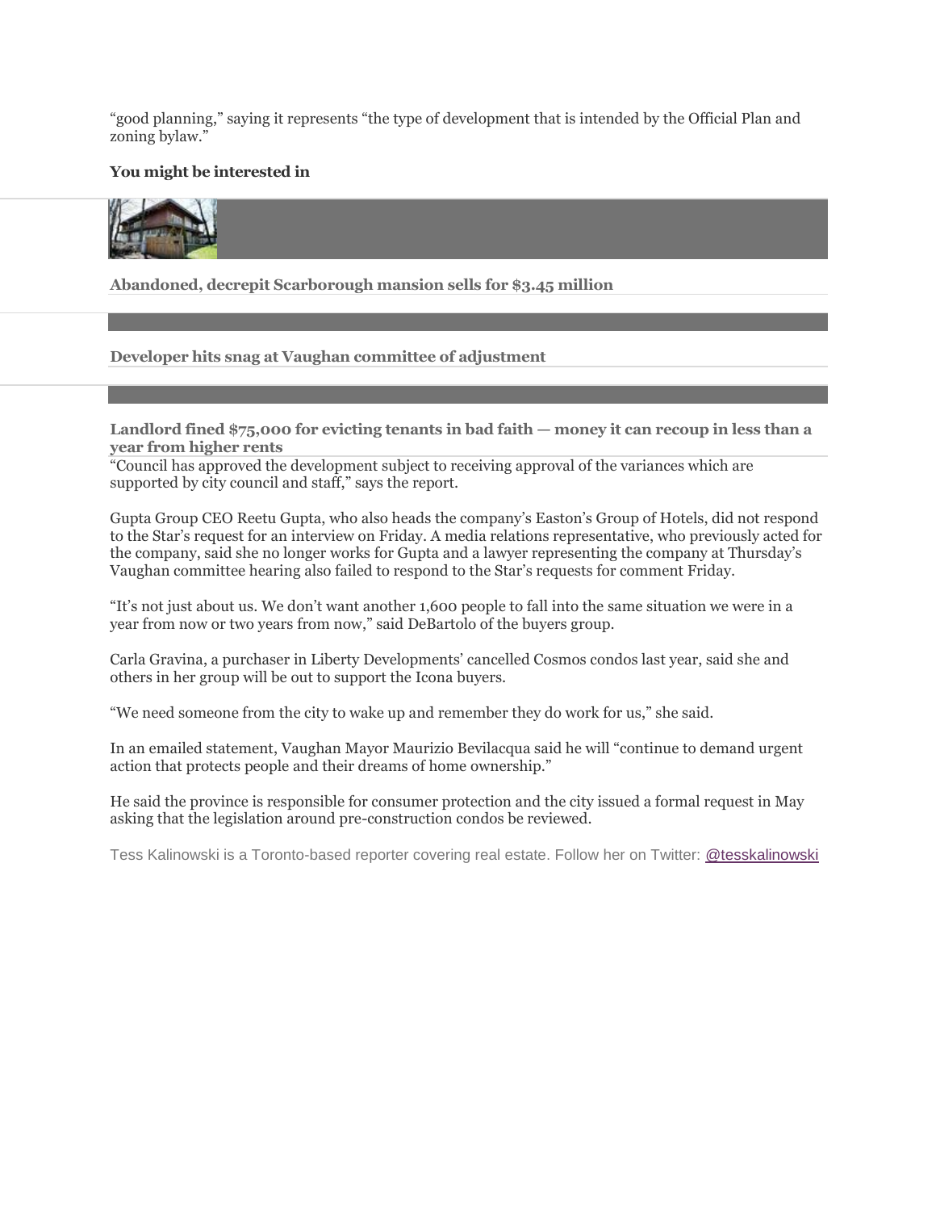"good planning," saying it represents "the type of development that is intended by the Official Plan and zoning bylaw."

**You might be interested in**

**Abandoned, decrepit Scarborough mansion sells for $3.45 million**

**Developer hits snag at Vaughan committee of adjustment**

**Landlord fined $75,000 for evicting tenants in bad faith — money it can recoup in less than a year from higher rents**

"Council has approved the development subject to receiving approval of the variances which are supported by city council and staff," says the report.

Gupta Group CEO Reetu Gupta, who also heads the company's Easton's Group of Hotels, did not respond to the Star's request for an interview on Friday. A media relations representative, who previously acted for the company, said she no longer works for Gupta and a lawyer representing the company at Thursday's Vaughan committee hearing also failed to respond to the Star's requests for comment Friday.

"It's not just about us. We don't want another 1,600 people to fall into the same situation we were in a year from now or two years from now," said DeBartolo of the buyers group.

Carla Gravina, a purchaser in Liberty Developments' cancelled Cosmos condos last year, said she and others in her group will be out to support the Icona buyers.

"We need someone from the city to wake up and remember they do work for us," she said.

In an emailed statement, Vaughan Mayor Maurizio Bevilacqua said he will "continue to demand urgent action that protects people and their dreams of home ownership."

He said the province is responsible for consumer protection and the city issued a formal request in May asking that the legislation around pre-construction condos be reviewed.

Tess Kalinowski is a Toronto-based reporter covering real estate. Follow her on Twitter: @tesskalinowski